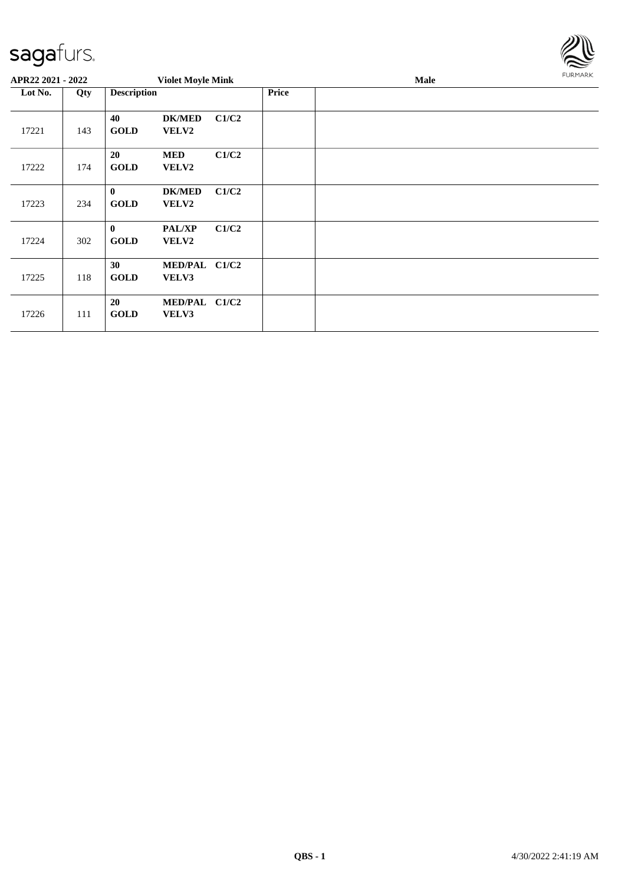**APR22 2021 - 2022** **Violet Moyle Mink** **Male**

| Lot No. | Qty | Description | | | Price | |
|---|---|---|---|---|---|---|
| 17221 | 143 | **40** **GOLD** | **DK/MED** **VELV2** | **C1/C2** | | |
| 17222 | 174 | **20** **GOLD** | **MED** **VELV2** | **C1/C2** | | |
| 17223 | 234 | **0** **GOLD** | **DK/MED** **VELV2** | **C1/C2** | | |
| 17224 | 302 | **0** **GOLD** | **PAL/XP** **VELV2** | **C1/C2** | | |
| 17225 | 118 | **30** **GOLD** | **MED/PAL** **VELV3** | **C1/C2** | | |
| 17226 | 111 | **20** **GOLD** | **MED/PAL** **VELV3** | **C1/C2** | | |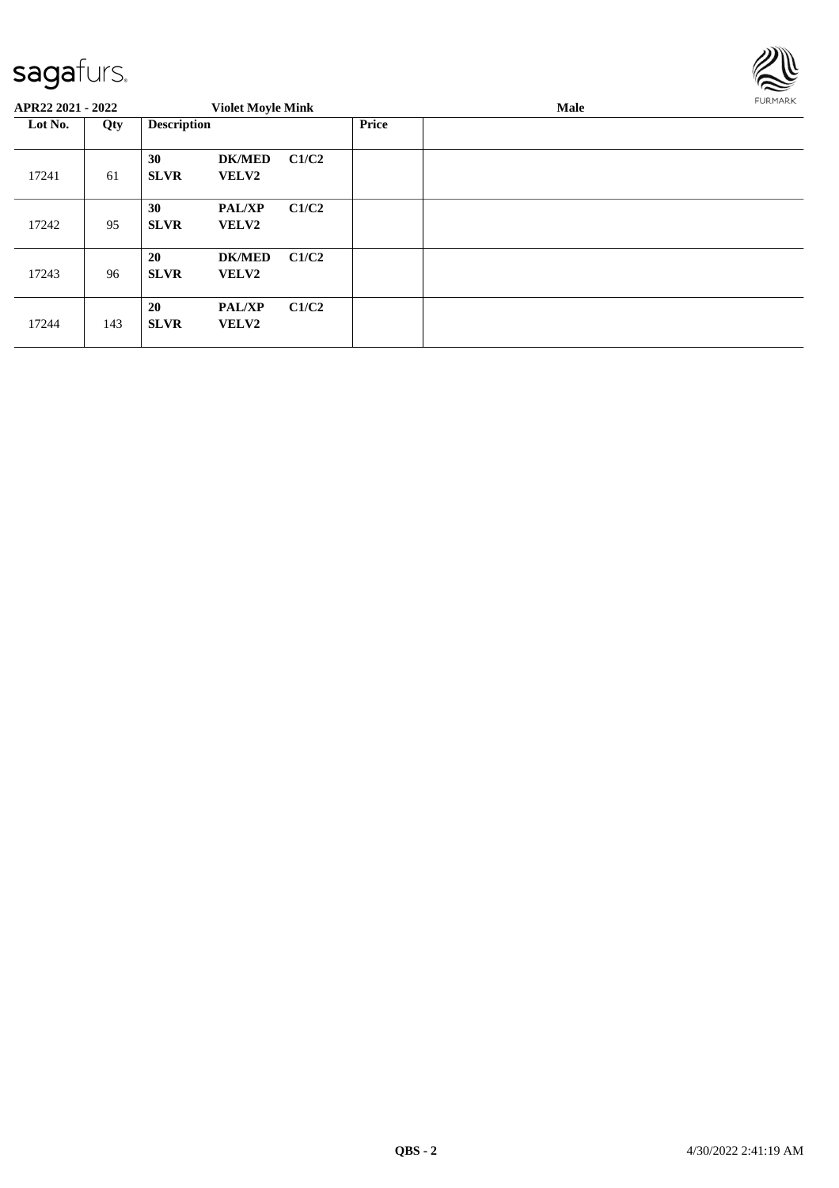**APR22 2021 - 2022** **Violet Moyle Mink** **Male**

| Lot No. | Qty | Description | | | Price | |
|---|---|---|---|---|---|---|
| 17241 | 61 | **30** **SLVR** | **DK/MED** **VELV2** | **C1/C2** | | |
| 17242 | 95 | **30** **SLVR** | **PAL/XP** **VELV2** | **C1/C2** | | |
| 17243 | 96 | **20** **SLVR** | **DK/MED** **VELV2** | **C1/C2** | | |
| 17244 | 143 | **20** **SLVR** | **PAL/XP** **VELV2** | **C1/C2** | | |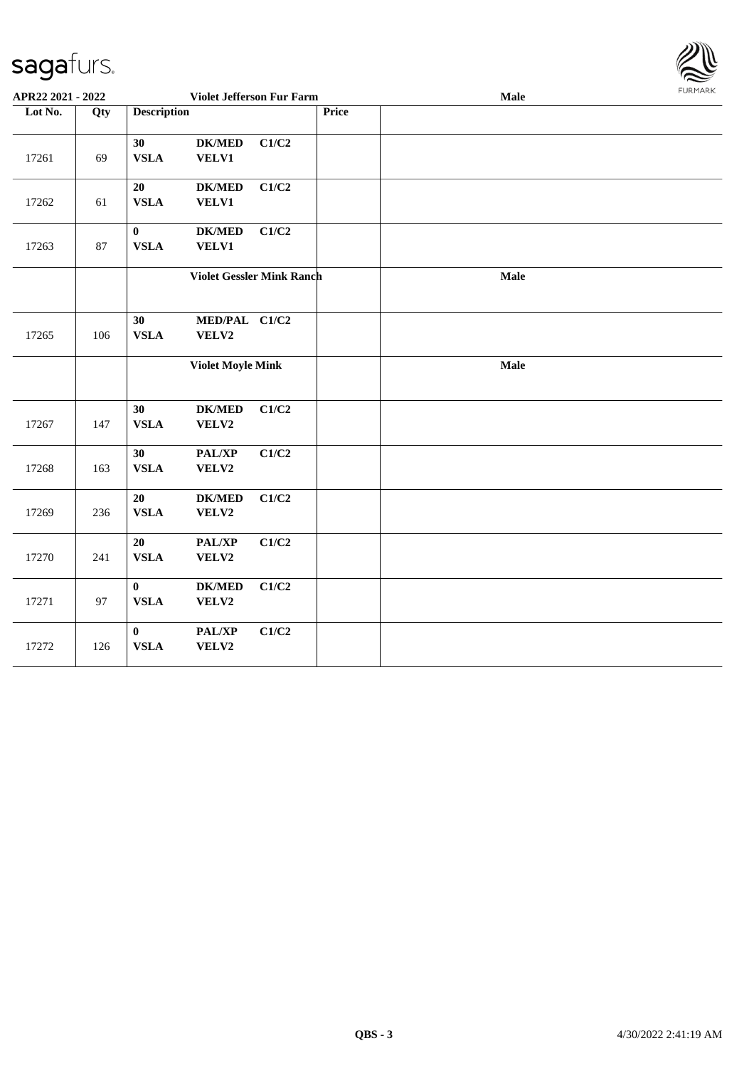| Lot No. | Qty | Description | | | Price | |
|---|---|---|---|---|---|---|
| | | **Violet Jefferson Fur Farm** | | | | **Male** |
| 17261 | 69 | **30 VSLA** | **DK/MED VELV1** | **C1/C2** | | |
| 17262 | 61 | **20 VSLA** | **DK/MED VELV1** | **C1/C2** | | |
| 17263 | 87 | **0 VSLA** | **DK/MED VELV1** | **C1/C2** | | |
| | | **Violet Gessler Mink Ranch** | | | | **Male** |
| 17265 | 106 | **30 VSLA** | **MED/PAL VELV2** | **C1/C2** | | |
| | | **Violet Moyle Mink** | | | | **Male** |
| 17267 | 147 | **30 VSLA** | **DK/MED VELV2** | **C1/C2** | | |
| 17268 | 163 | **30 VSLA** | **PAL/XP VELV2** | **C1/C2** | | |
| 17269 | 236 | **20 VSLA** | **DK/MED VELV2** | **C1/C2** | | |
| 17270 | 241 | **20 VSLA** | **PAL/XP VELV2** | **C1/C2** | | |
| 17271 | 97 | **0 VSLA** | **DK/MED VELV2** | **C1/C2** | | |
| 17272 | 126 | **0 VSLA** | **PAL/XP VELV2** | **C1/C2** | | |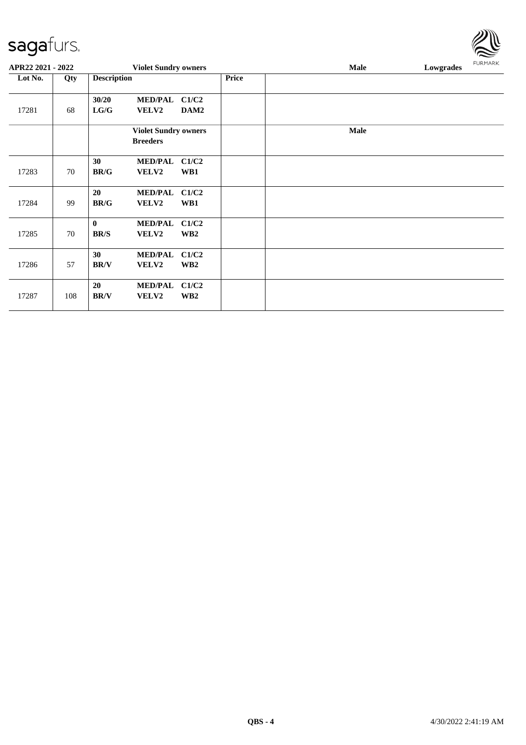| Lot No. | Qty | Description | | | Price | |
|---|---|---|---|---|---|---|
| 17281 | 68 | **30/20 LG/G** | **MED/PAL VELV2** | **C1/C2 DAM2** | | |
| | | **Violet Sundry owners Breeders** | | | | **Male** |
| 17283 | 70 | **30 BR/G** | **MED/PAL VELV2** | **C1/C2 WB1** | | |
| 17284 | 99 | **20 BR/G** | **MED/PAL VELV2** | **C1/C2 WB1** | | |
| 17285 | 70 | **0 BR/S** | **MED/PAL VELV2** | **C1/C2 WB2** | | |
| 17286 | 57 | **30 BR/V** | **MED/PAL VELV2** | **C1/C2 WB2** | | |
| 17287 | 108 | **20 BR/V** | **MED/PAL VELV2** | **C1/C2 WB2** | | |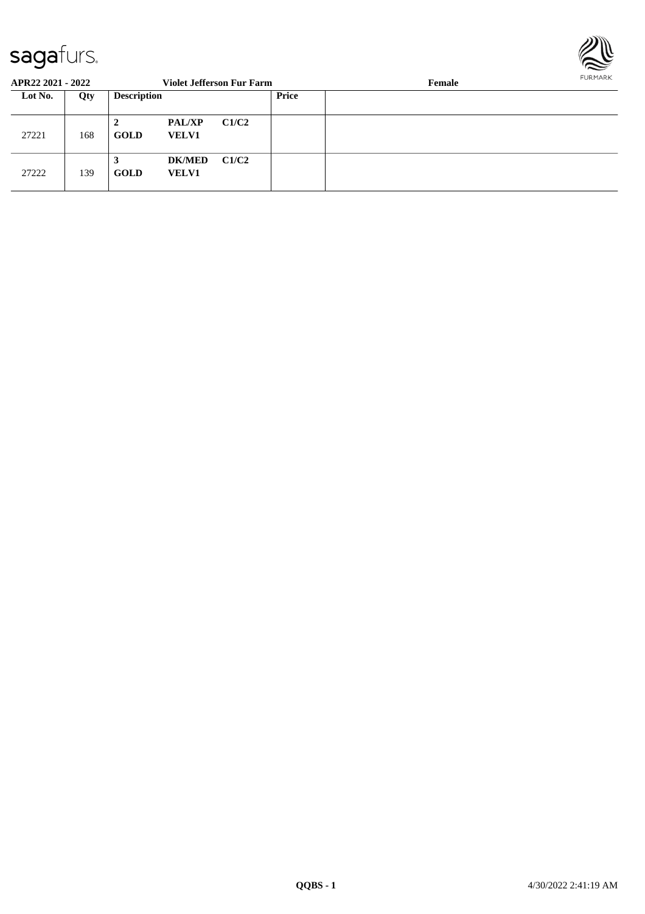**APR22 2021 - 2022** **Violet Jefferson Fur Farm** **Female**

| Lot No. | Qty | Description | | | Price | |
|---|---|---|---|---|---|---|
| 27221 | 168 | **2** **GOLD** | **PAL/XP** **VELV1** | **C1/C2** | | |
| 27222 | 139 | **3** **GOLD** | **DK/MED** **VELV1** | **C1/C2** | | |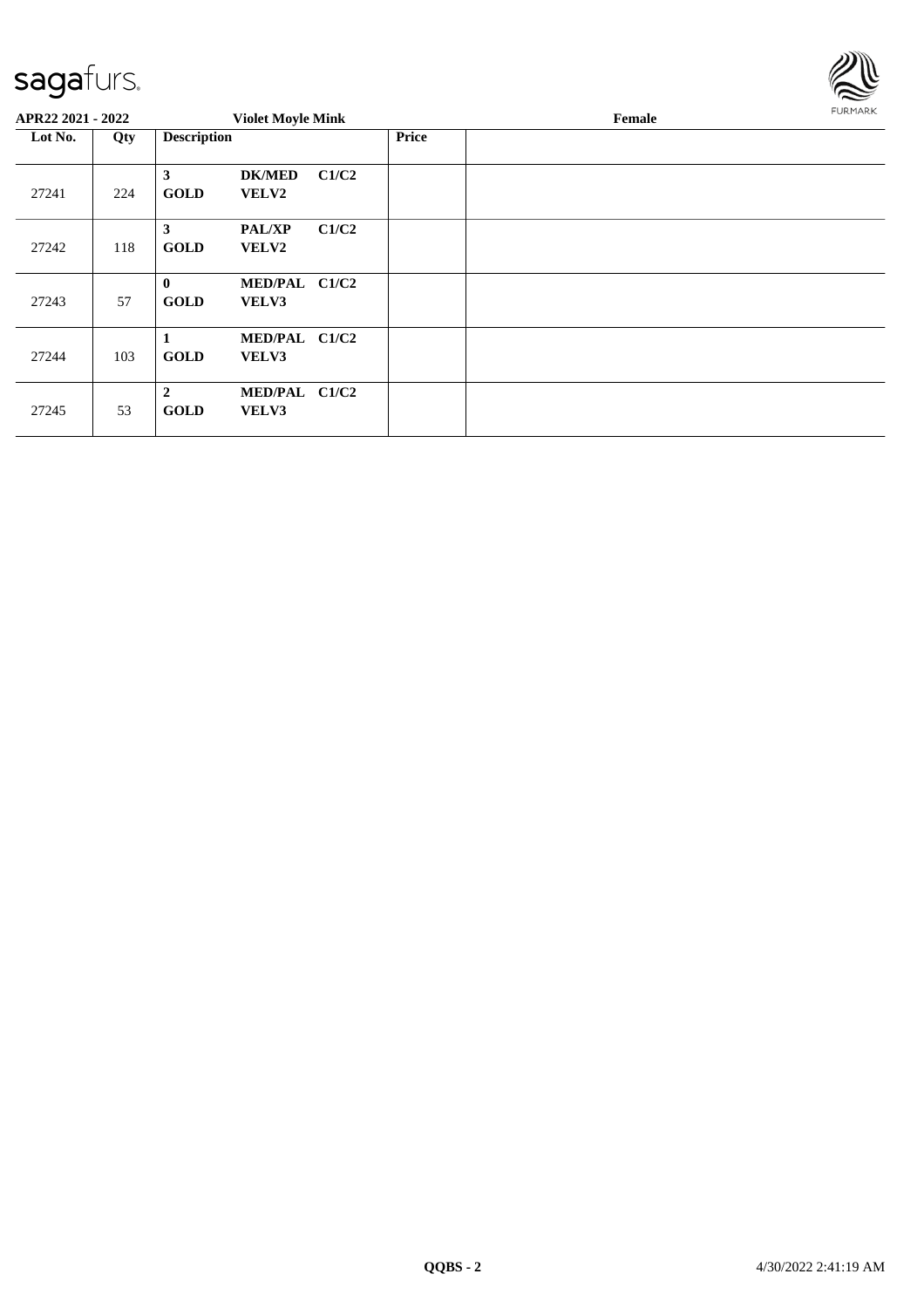**APR22 2021 - 2022** **Violet Moyle Mink** **Female**

| Lot No. | Qty | Description | | | Price | |
|---|---|---|---|---|---|---|
| 27241 | 224 | **3** **GOLD** | **DK/MED** **VELV2** | **C1/C2** | | |
| 27242 | 118 | **3** **GOLD** | **PAL/XP** **VELV2** | **C1/C2** | | |
| 27243 | 57 | **0** **GOLD** | **MED/PAL** **VELV3** | **C1/C2** | | |
| 27244 | 103 | **1** **GOLD** | **MED/PAL** **VELV3** | **C1/C2** | | |
| 27245 | 53 | **2** **GOLD** | **MED/PAL** **VELV3** | **C1/C2** | | |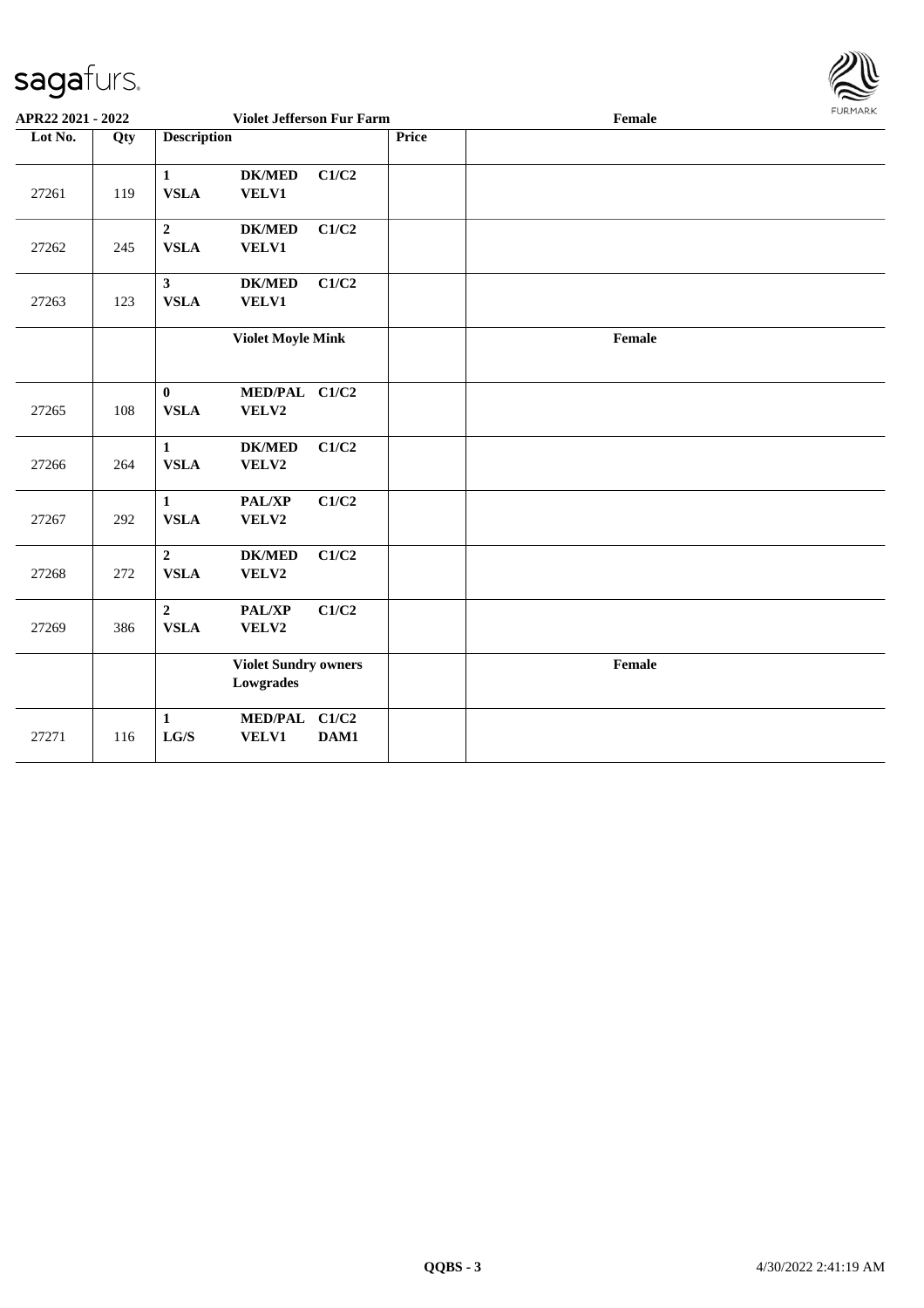| Lot No. | Qty | Description | | | Price | |
|---|---|---|---|---|---|---|
| | | **Violet Jefferson Fur Farm** | | | | **Female** |
| 27261 | 119 | **1** **VSLA** | **DK/MED** **VELV1** | **C1/C2** | | |
| 27262 | 245 | **2** **VSLA** | **DK/MED** **VELV1** | **C1/C2** | | |
| 27263 | 123 | **3** **VSLA** | **DK/MED** **VELV1** | **C1/C2** | | |
| | | **Violet Moyle Mink** | | | | **Female** |
| 27265 | 108 | **0** **VSLA** | **MED/PAL** **VELV2** | **C1/C2** | | |
| 27266 | 264 | **1** **VSLA** | **DK/MED** **VELV2** | **C1/C2** | | |
| 27267 | 292 | **1** **VSLA** | **PAL/XP** **VELV2** | **C1/C2** | | |
| 27268 | 272 | **2** **VSLA** | **DK/MED** **VELV2** | **C1/C2** | | |
| 27269 | 386 | **2** **VSLA** | **PAL/XP** **VELV2** | **C1/C2** | | |
| | | **Violet Sundry owners Lowgrades** | | | | **Female** |
| 27271 | 116 | **1** **LG/S** | **MED/PAL** **VELV1** | **C1/C2** **DAM1** | | |